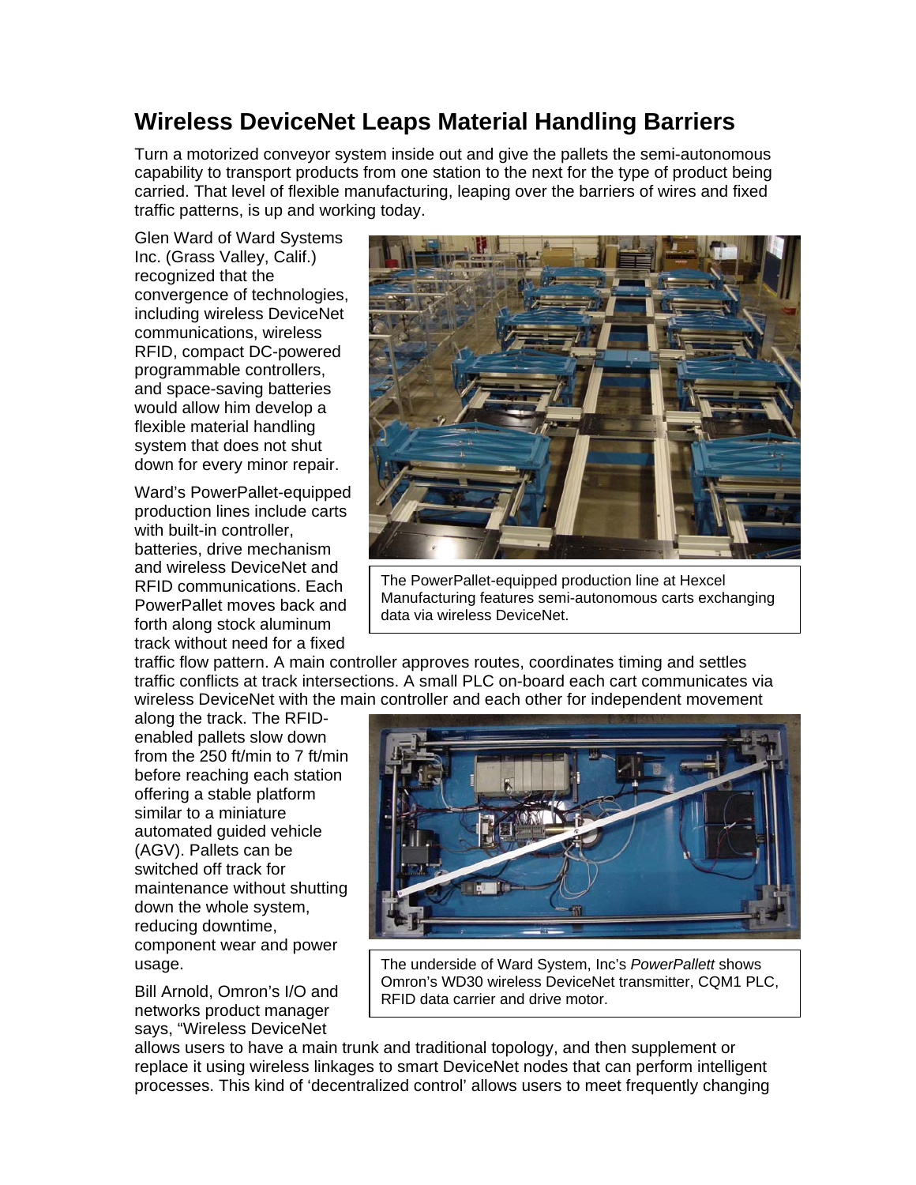# Wireless DeviceNet Leaps Material Handling Barriers

Turn a motorized conveyor system inside out and give the pallets the semi-autonomous capability to transport products from one station to the next for the type of product being carried. That level of flexible manufacturing, leaping over the barriers of wires and fixed traffic patterns, is up and working today.

Glen Ward of Ward Systems Inc. (Grass Valley, Calif.) recognized that the convergence of technologies, including wireless DeviceNet communications, wireless RFID, compact DC-powered programmable controllers, and space-saving batteries would allow him develop a flexible material handling system that does not shut down for every minor repair.

The PowerPallet-equipped production line at Hexcel Manufacturing features semi-autonomous carts exchanging data via wireless DeviceNet.

Ward's PowerPallet-equipped production lines include carts with built-in controller, batteries, drive mechanism and wireless DeviceNet and RFID communications. Each PowerPallet moves back and forth along stock aluminum track without need for a fixed traffic flow pattern. A main controller approves routes, coordinates timing and settles traffic conflicts at track intersections. A small PLC on-board each cart communicates via wireless DeviceNet with the main controller and each other for independent movement along the track. The RFID-enabled pallets slow down from the 250 ft/min to 7 ft/min before reaching each station offering a stable platform similar to a miniature automated guided vehicle (AGV). Pallets can be switched off track for maintenance without shutting down the whole system, reducing downtime, component wear and power usage.

The underside of Ward System, Inc's *PowerPallett* shows Omron's WD30 wireless DeviceNet transmitter, CQM1 PLC, RFID data carrier and drive motor.

Bill Arnold, Omron's I/O and networks product manager says, "Wireless DeviceNet allows users to have a main trunk and traditional topology, and then supplement or replace it using wireless linkages to smart DeviceNet nodes that can perform intelligent processes. This kind of 'decentralized control' allows users to meet frequently changing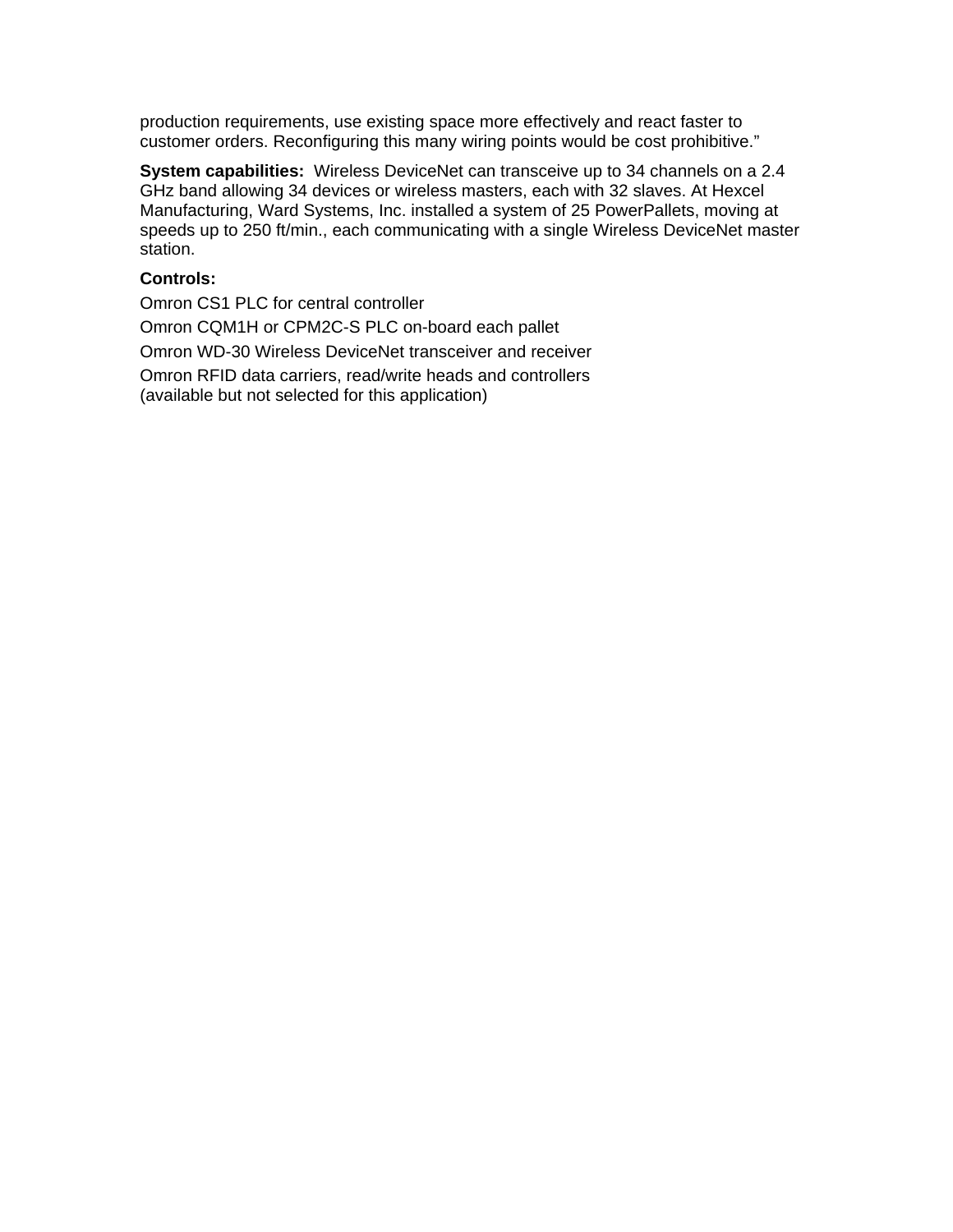production requirements, use existing space more effectively and react faster to customer orders. Reconfiguring this many wiring points would be cost prohibitive.”

**System capabilities:** Wireless DeviceNet can transceive up to 34 channels on a 2.4 GHz band allowing 34 devices or wireless masters, each with 32 slaves. At Hexcel Manufacturing, Ward Systems, Inc. installed a system of 25 PowerPallets, moving at speeds up to 250 ft/min., each communicating with a single Wireless DeviceNet master station.

**Controls:**

Omron CS1 PLC for central controller

Omron CQM1H or CPM2C-S PLC on-board each pallet

Omron WD-30 Wireless DeviceNet transceiver and receiver

Omron RFID data carriers, read/write heads and controllers
(available but not selected for this application)